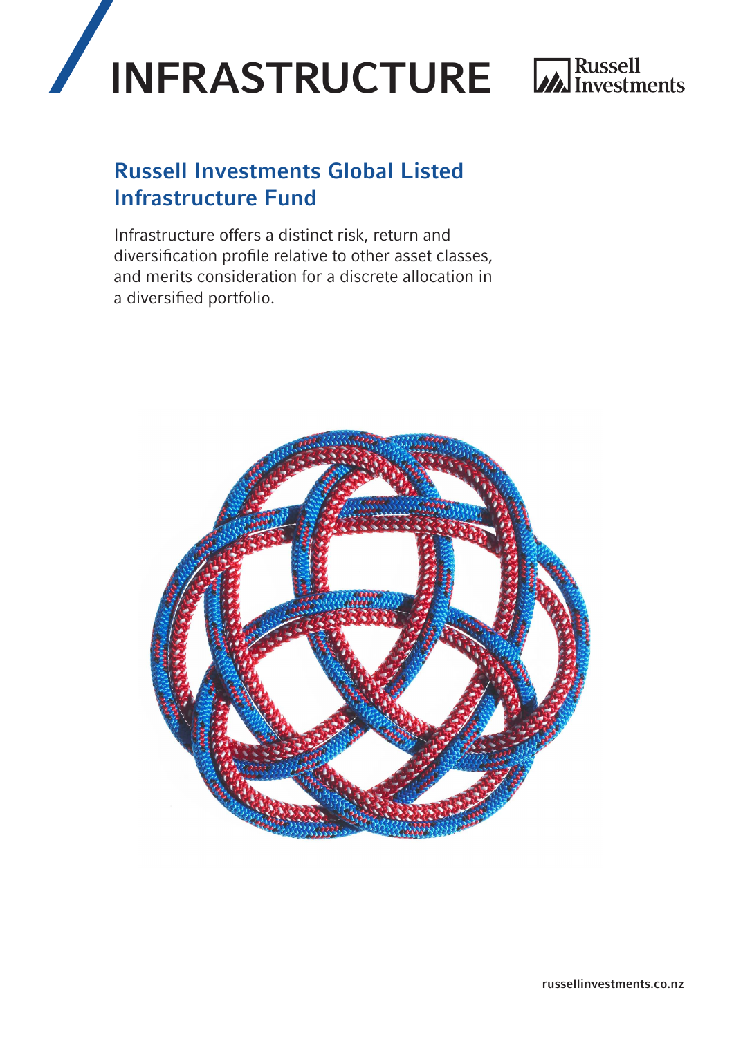# INFRASTRUCTURE

Russell Investments

## Russell Investments Global Listed Infrastructure Fund

Infrastructure offers a distinct risk, return and diversification profile relative to other asset classes, and merits consideration for a discrete allocation in a diversified portfolio.

russellinvestments.co.nz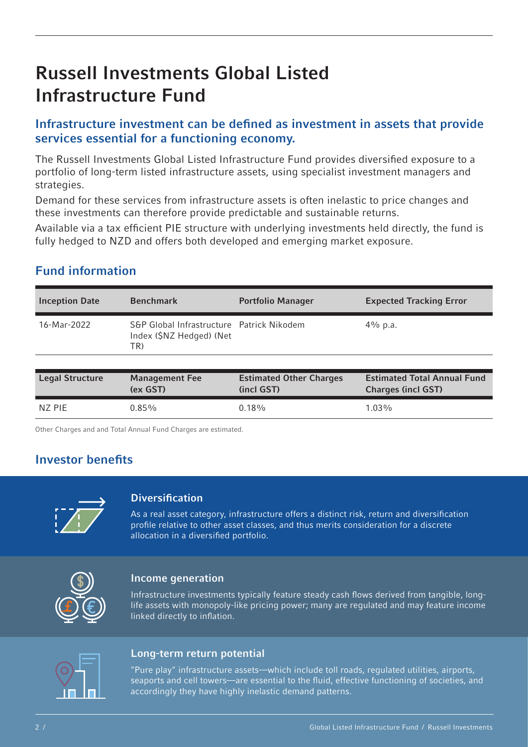# Russell Investments Global Listed Infrastructure Fund

## Infrastructure investment can be defined as investment in assets that provide services essential for a functioning economy.

The Russell Investments Global Listed Infrastructure Fund provides diversified exposure to a portfolio of long-term listed infrastructure assets, using specialist investment managers and strategies.

Demand for these services from infrastructure assets is often inelastic to price changes and these investments can therefore provide predictable and sustainable returns.

Available via a tax efficient PIE structure with underlying investments held directly, the fund is fully hedged to NZD and offers both developed and emerging market exposure.

## Fund information

| Inception Date | Benchmark | Portfolio Manager | Expected Tracking Error |
|---|---|---|---|
| 16-Mar-2022 | S&P Global Infrastructure Index ($NZ Hedged) (Net TR) | Patrick Nikodem | 4% p.a. |

| Legal Structure | Management Fee (ex GST) | Estimated Other Charges (incl GST) | Estimated Total Annual Fund Charges (incl GST) |
|---|---|---|---|
| NZ PIE | 0.85% | 0.18% | 1.03% |

Other Charges and and Total Annual Fund Charges are estimated.

## Investor benefits

### Diversification

As a real asset category, infrastructure offers a distinct risk, return and diversification profile relative to other asset classes, and thus merits consideration for a discrete allocation in a diversified portfolio.

### Income generation

Infrastructure investments typically feature steady cash flows derived from tangible, long-life assets with monopoly-like pricing power; many are regulated and may feature income linked directly to inflation.

### Long-term return potential

"Pure play" infrastructure assets—which include toll roads, regulated utilities, airports, seaports and cell towers—are essential to the fluid, effective functioning of societies, and accordingly they have highly inelastic demand patterns.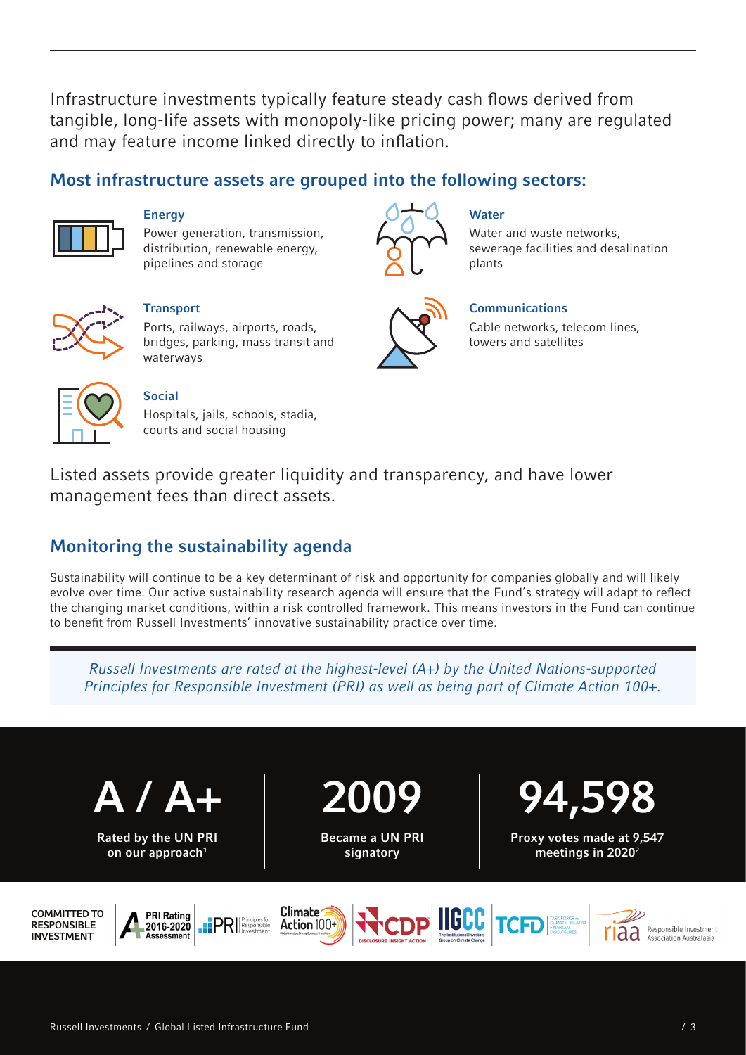Infrastructure investments typically feature steady cash flows derived from tangible, long-life assets with monopoly-like pricing power; many are regulated and may feature income linked directly to inflation.

## Most infrastructure assets are grouped into the following sectors:

**Energy**
Power generation, transmission, distribution, renewable energy, pipelines and storage

**Water**
Water and waste networks, sewerage facilities and desalination plants

**Transport**
Ports, railways, airports, roads, bridges, parking, mass transit and waterways

**Communications**
Cable networks, telecom lines, towers and satellites

**Social**
Hospitals, jails, schools, stadia, courts and social housing

Listed assets provide greater liquidity and transparency, and have lower management fees than direct assets.

## Monitoring the sustainability agenda

Sustainability will continue to be a key determinant of risk and opportunity for companies globally and will likely evolve over time. Our active sustainability research agenda will ensure that the Fund's strategy will adapt to reflect the changing market conditions, within a risk controlled framework. This means investors in the Fund can continue to benefit from Russell Investments' innovative sustainability practice over time.

*Russell Investments are rated at the highest-level (A+) by the United Nations-supported Principles for Responsible Investment (PRI) as well as being part of Climate Action 100+.*

**A / A+**
**Rated by the UN PRI on our approach[1]**

**2009**
**Became a UN PRI signatory**

**94,598**
**Proxy votes made at 9,547 meetings in 2020[2]**

**COMMITTED TO RESPONSIBLE INVESTMENT**

PRI Rating 2016-2020 Assessment | PRI Principles for Responsible Investment | Climate Action 100+ | CDP Disclosure Insight Action | IIGCC The Institutional Investors Group on Climate Change | TCFD Task Force on Climate-Related Financial Disclosures | riaa Responsible Investment Association Australasia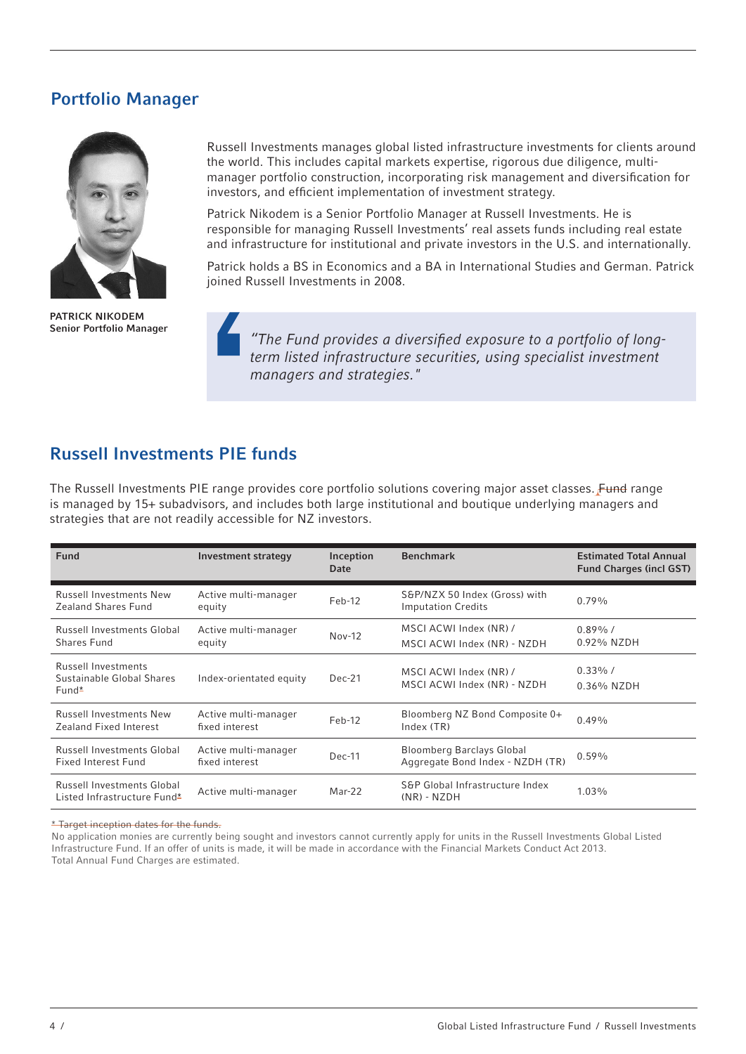## Portfolio Manager

PATRICK NIKODEM
**Senior Portfolio Manager**

Russell Investments manages global listed infrastructure investments for clients around the world. This includes capital markets expertise, rigorous due diligence, multi-manager portfolio construction, incorporating risk management and diversification for investors, and efficient implementation of investment strategy.

Patrick Nikodem is a Senior Portfolio Manager at Russell Investments. He is responsible for managing Russell Investments' real assets funds including real estate and infrastructure for institutional and private investors in the U.S. and internationally.

Patrick holds a BS in Economics and a BA in International Studies and German. Patrick joined Russell Investments in 2008.

> *"The Fund provides a diversified exposure to a portfolio of long-term listed infrastructure securities, using specialist investment managers and strategies."*

## Russell Investments PIE funds

The Russell Investments PIE range provides core portfolio solutions covering major asset classes. Fund range is managed by 15+ subadvisors, and includes both large institutional and boutique underlying managers and strategies that are not readily accessible for NZ investors.

| Fund | Investment strategy | Inception Date | Benchmark | Estimated Total Annual Fund Charges (incl GST) |
|---|---|---|---|---|
| Russell Investments New Zealand Shares Fund | Active multi-manager equity | Feb-12 | S&P/NZX 50 Index (Gross) with Imputation Credits | 0.79% |
| Russell Investments Global Shares Fund | Active multi-manager equity | Nov-12 | MSCI ACWI Index (NR) / MSCI ACWI Index (NR) - NZDH | 0.89% / 0.92% NZDH |
| Russell Investments Sustainable Global Shares Fund* | Index-orientated equity | Dec-21 | MSCI ACWI Index (NR) / MSCI ACWI Index (NR) - NZDH | 0.33% / 0.36% NZDH |
| Russell Investments New Zealand Fixed Interest | Active multi-manager fixed interest | Feb-12 | Bloomberg NZ Bond Composite 0+ Index (TR) | 0.49% |
| Russell Investments Global Fixed Interest Fund | Active multi-manager fixed interest | Dec-11 | Bloomberg Barclays Global Aggregate Bond Index - NZDH (TR) | 0.59% |
| Russell Investments Global Listed Infrastructure Fund* | Active multi-manager | Mar-22 | S&P Global Infrastructure Index (NR) - NZDH | 1.03% |

~~* Target inception dates for the funds.~~
No application monies are currently being sought and investors cannot currently apply for units in the Russell Investments Global Listed Infrastructure Fund. If an offer of units is made, it will be made in accordance with the Financial Markets Conduct Act 2013.
Total Annual Fund Charges are estimated.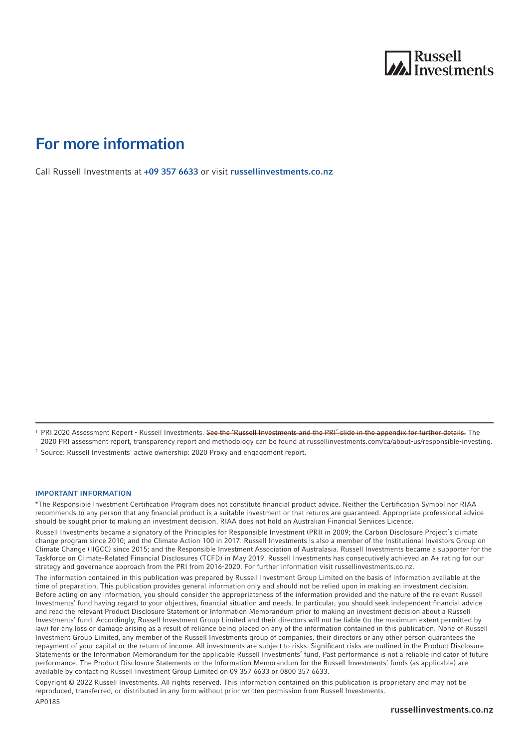# For more information

Call Russell Investments at **+09 357 6633** or visit **russellinvestments.co.nz**

---

[1] PRI 2020 Assessment Report - Russell Investments. ~~See the 'Russell Investments and the PRI' slide in the appendix for further details.~~ The 2020 PRI assessment report, transparency report and methodology can be found at russellinvestments.com/ca/about-us/responsible-investing.

[2] Source: Russell Investments' active ownership: 2020 Proxy and engagement report.

### IMPORTANT INFORMATION

*The Responsible Investment Certification Program does not constitute financial product advice. Neither the Certification Symbol nor RIAA recommends to any person that any financial product is a suitable investment or that returns are guaranteed. Appropriate professional advice should be sought prior to making an investment decision. RIAA does not hold an Australian Financial Services Licence.

Russell Investments became a signatory of the Principles for Responsible Investment (PRI) in 2009; the Carbon Disclosure Project's climate change program since 2010; and the Climate Action 100 in 2017. Russell Investments is also a member of the Institutional Investors Group on Climate Change (IIGCC) since 2015; and the Responsible Investment Association of Australasia. Russell Investments became a supporter for the Taskforce on Climate-Related Financial Disclosures (TCFD) in May 2019. Russell Investments has consecutively achieved an A+ rating for our strategy and governance approach from the PRI from 2016-2020. For further information visit russellinvestments.co.nz.

The information contained in this publication was prepared by Russell Investment Group Limited on the basis of information available at the time of preparation. This publication provides general information only and should not be relied upon in making an investment decision. Before acting on any information, you should consider the appropriateness of the information provided and the nature of the relevant Russell Investments' fund having regard to your objectives, financial situation and needs. In particular, you should seek independent financial advice and read the relevant Product Disclosure Statement or Information Memorandum prior to making an investment decision about a Russell Investments' fund. Accordingly, Russell Investment Group Limited and their directors will not be liable (to the maximum extent permitted by law) for any loss or damage arising as a result of reliance being placed on any of the information contained in this publication. None of Russell Investment Group Limited, any member of the Russell Investments group of companies, their directors or any other person guarantees the repayment of your capital or the return of income. All investments are subject to risks. Significant risks are outlined in the Product Disclosure Statements or the Information Memorandum for the applicable Russell Investments' fund. Past performance is not a reliable indicator of future performance. The Product Disclosure Statements or the Information Memorandum for the Russell Investments' funds (as applicable) are available by contacting Russell Investment Group Limited on 09 357 6633 or 0800 357 6633.

Copyright © 2022 Russell Investments. All rights reserved. This information contained on this publication is proprietary and may not be reproduced, transferred, or distributed in any form without prior written permission from Russell Investments.

AP0185